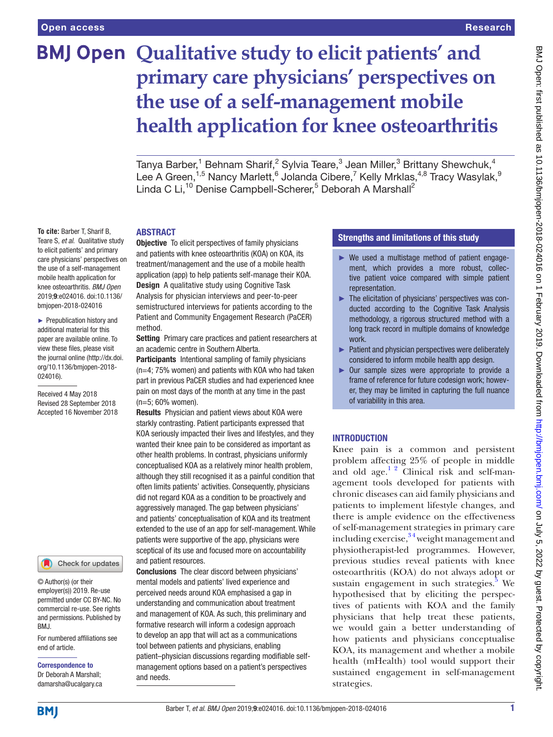# Qualitative study to elicit patients' and primary care physicians' perspectives on the use of a self-management mobile health application for knee osteoarthritis

Tanya Barber,[1] Behnam Sharif,[2] Sylvia Teare,[3] Jean Miller,[3] Brittany Shewchuk,[4] Lee A Green,[1,5] Nancy Marlett,[6] Jolanda Cibere,[7] Kelly Mrklas,[4,8] Tracy Wasylak,[9] Linda C Li,[10] Denise Campbell-Scherer,[5] Deborah A Marshall[2]

**To cite:** Barber T, Sharif B, Teare S, *et al*. Qualitative study to elicit patients' and primary care physicians' perspectives on the use of a self-management mobile health application for knee osteoarthritis. *BMJ Open* 2019;**9**:e024016. doi:10.1136/bmjopen-2018-024016

► Prepublication history and additional material for this paper are available online. To view these files, please visit the journal online (http://dx.doi.org/10.1136/bmjopen-2018-024016).

Received 4 May 2018
Revised 28 September 2018
Accepted 16 November 2018

© Author(s) (or their employer(s)) 2019. Re-use permitted under CC BY-NC. No commercial re-use. See rights and permissions. Published by BMJ.

For numbered affiliations see end of article.

**Correspondence to**
Dr Deborah A Marshall; damarsha@ucalgary.ca

## ABSTRACT

**Objective** To elicit perspectives of family physicians and patients with knee osteoarthritis (KOA) on KOA, its treatment/management and the use of a mobile health application (app) to help patients self-manage their KOA.

**Design** A qualitative study using Cognitive Task Analysis for physician interviews and peer-to-peer semistructured interviews for patients according to the Patient and Community Engagement Research (PaCER) method.

**Setting** Primary care practices and patient researchers at an academic centre in Southern Alberta.

**Participants** Intentional sampling of family physicians (n=4; 75% women) and patients with KOA who had taken part in previous PaCER studies and had experienced knee pain on most days of the month at any time in the past (n=5; 60% women).

**Results** Physician and patient views about KOA were starkly contrasting. Patient participants expressed that KOA seriously impacted their lives and lifestyles, and they wanted their knee pain to be considered as important as other health problems. In contrast, physicians uniformly conceptualised KOA as a relatively minor health problem, although they still recognised it as a painful condition that often limits patients' activities. Consequently, physicians did not regard KOA as a condition to be proactively and aggressively managed. The gap between physicians' and patients' conceptualisation of KOA and its treatment extended to the use of an app for self-management. While patients were supportive of the app, physicians were sceptical of its use and focused more on accountability and patient resources.

**Conclusions** The clear discord between physicians' mental models and patients' lived experience and perceived needs around KOA emphasised a gap in understanding and communication about treatment and management of KOA. As such, this preliminary and formative research will inform a codesign approach to develop an app that will act as a communications tool between patients and physicians, enabling patient–physician discussions regarding modifiable self-management options based on a patient's perspectives and needs.

## Strengths and limitations of this study

- ► We used a multistage method of patient engagement, which provides a more robust, collective patient voice compared with simple patient representation.
- ► The elicitation of physicians' perspectives was conducted according to the Cognitive Task Analysis methodology, a rigorous structured method with a long track record in multiple domains of knowledge work.
- ► Patient and physician perspectives were deliberately considered to inform mobile health app design.
- ► Our sample sizes were appropriate to provide a frame of reference for future codesign work; however, they may be limited in capturing the full nuance of variability in this area.

## INTRODUCTION

Knee pain is a common and persistent problem affecting 25% of people in middle and old age.[1 2] Clinical risk and self-management tools developed for patients with chronic diseases can aid family physicians and patients to implement lifestyle changes, and there is ample evidence on the effectiveness of self-management strategies in primary care including exercise,[3 4] weight management and physiotherapist-led programmes. However, previous studies reveal patients with knee osteoarthritis (KOA) do not always adopt or sustain engagement in such strategies.[5] We hypothesised that by eliciting the perspectives of patients with KOA and the family physicians that help treat these patients, we would gain a better understanding of how patients and physicians conceptualise KOA, its management and whether a mobile health (mHealth) tool would support their sustained engagement in self-management strategies.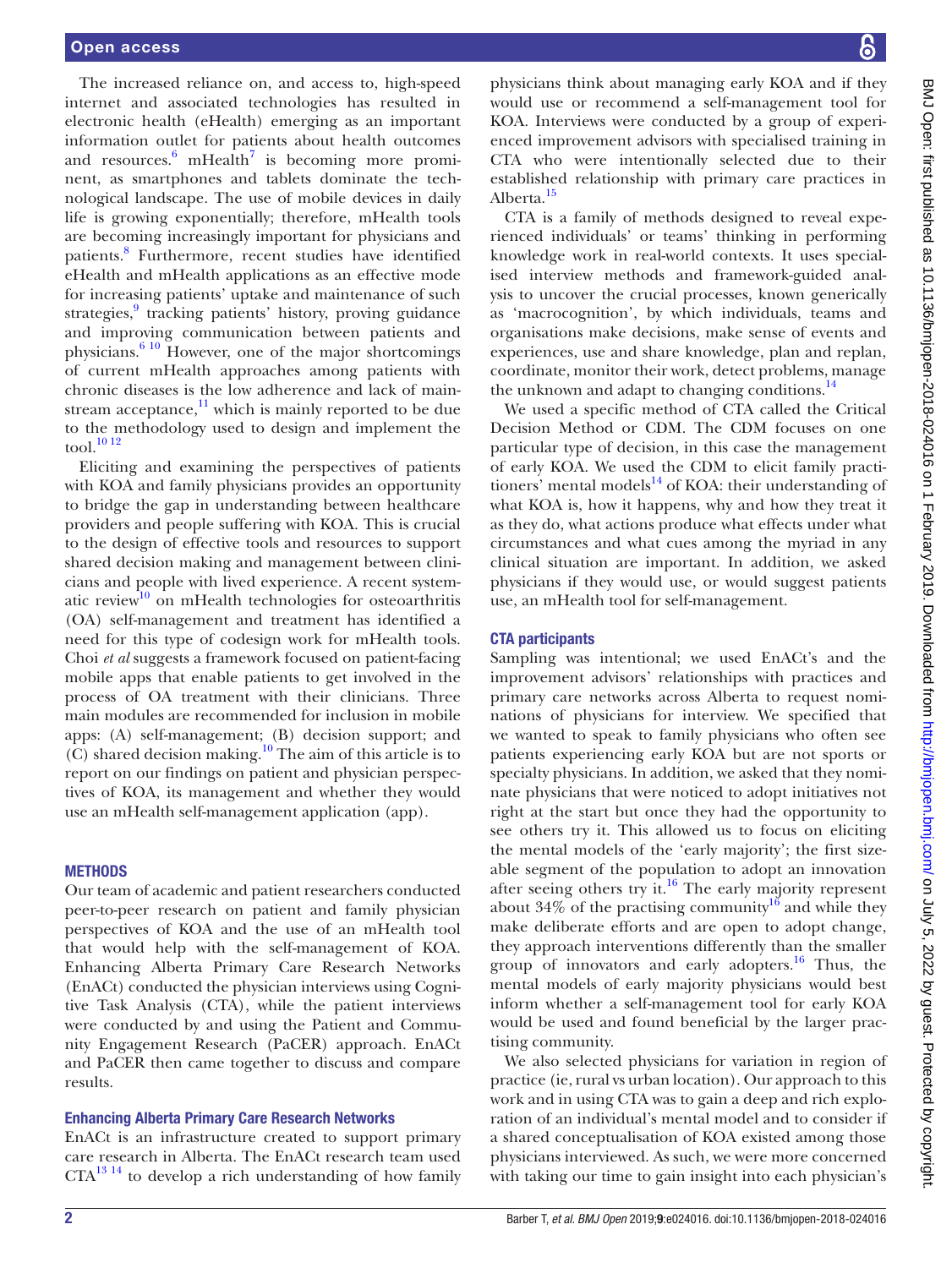The increased reliance on, and access to, high-speed internet and associated technologies has resulted in electronic health (eHealth) emerging as an important information outlet for patients about health outcomes and resources.[6] mHealth[7] is becoming more prominent, as smartphones and tablets dominate the technological landscape. The use of mobile devices in daily life is growing exponentially; therefore, mHealth tools are becoming increasingly important for physicians and patients.[8] Furthermore, recent studies have identified eHealth and mHealth applications as an effective mode for increasing patients' uptake and maintenance of such strategies,[9] tracking patients' history, proving guidance and improving communication between patients and physicians.[6 10] However, one of the major shortcomings of current mHealth approaches among patients with chronic diseases is the low adherence and lack of mainstream acceptance,[11] which is mainly reported to be due to the methodology used to design and implement the tool.[10 12]

Eliciting and examining the perspectives of patients with KOA and family physicians provides an opportunity to bridge the gap in understanding between healthcare providers and people suffering with KOA. This is crucial to the design of effective tools and resources to support shared decision making and management between clinicians and people with lived experience. A recent systematic review[10] on mHealth technologies for osteoarthritis (OA) self-management and treatment has identified a need for this type of codesign work for mHealth tools. Choi *et al* suggests a framework focused on patient-facing mobile apps that enable patients to get involved in the process of OA treatment with their clinicians. Three main modules are recommended for inclusion in mobile apps: (A) self-management; (B) decision support; and (C) shared decision making.[10] The aim of this article is to report on our findings on patient and physician perspectives of KOA, its management and whether they would use an mHealth self-management application (app).

## METHODS

Our team of academic and patient researchers conducted peer-to-peer research on patient and family physician perspectives of KOA and the use of an mHealth tool that would help with the self-management of KOA. Enhancing Alberta Primary Care Research Networks (EnACt) conducted the physician interviews using Cognitive Task Analysis (CTA), while the patient interviews were conducted by and using the Patient and Community Engagement Research (PaCER) approach. EnACt and PaCER then came together to discuss and compare results.

### Enhancing Alberta Primary Care Research Networks

EnACt is an infrastructure created to support primary care research in Alberta. The EnACt research team used CTA[13 14] to develop a rich understanding of how family physicians think about managing early KOA and if they would use or recommend a self-management tool for KOA. Interviews were conducted by a group of experienced improvement advisors with specialised training in CTA who were intentionally selected due to their established relationship with primary care practices in Alberta.[15]

CTA is a family of methods designed to reveal experienced individuals' or teams' thinking in performing knowledge work in real-world contexts. It uses specialised interview methods and framework-guided analysis to uncover the crucial processes, known generically as 'macrocognition', by which individuals, teams and organisations make decisions, make sense of events and experiences, use and share knowledge, plan and replan, coordinate, monitor their work, detect problems, manage the unknown and adapt to changing conditions.[14]

We used a specific method of CTA called the Critical Decision Method or CDM. The CDM focuses on one particular type of decision, in this case the management of early KOA. We used the CDM to elicit family practitioners' mental models[14] of KOA: their understanding of what KOA is, how it happens, why and how they treat it as they do, what actions produce what effects under what circumstances and what cues among the myriad in any clinical situation are important. In addition, we asked physicians if they would use, or would suggest patients use, an mHealth tool for self-management.

### CTA participants

Sampling was intentional; we used EnACt's and the improvement advisors' relationships with practices and primary care networks across Alberta to request nominations of physicians for interview. We specified that we wanted to speak to family physicians who often see patients experiencing early KOA but are not sports or specialty physicians. In addition, we asked that they nominate physicians that were noticed to adopt initiatives not right at the start but once they had the opportunity to see others try it. This allowed us to focus on eliciting the mental models of the 'early majority'; the first sizeable segment of the population to adopt an innovation after seeing others try it.[16] The early majority represent about 34% of the practising community[16] and while they make deliberate efforts and are open to adopt change, they approach interventions differently than the smaller group of innovators and early adopters.[16] Thus, the mental models of early majority physicians would best inform whether a self-management tool for early KOA would be used and found beneficial by the larger practising community.

We also selected physicians for variation in region of practice (ie, rural vs urban location). Our approach to this work and in using CTA was to gain a deep and rich exploration of an individual's mental model and to consider if a shared conceptualisation of KOA existed among those physicians interviewed. As such, we were more concerned with taking our time to gain insight into each physician's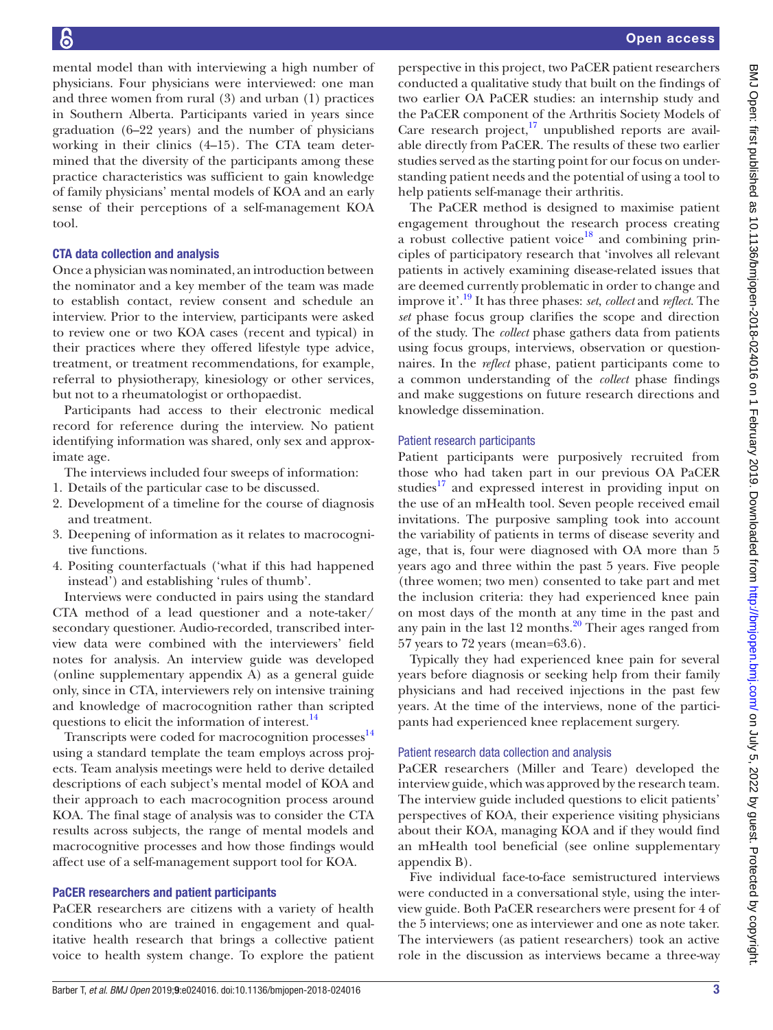mental model than with interviewing a high number of physicians. Four physicians were interviewed: one man and three women from rural (3) and urban (1) practices in Southern Alberta. Participants varied in years since graduation (6–22 years) and the number of physicians working in their clinics (4–15). The CTA team determined that the diversity of the participants among these practice characteristics was sufficient to gain knowledge of family physicians' mental models of KOA and an early sense of their perceptions of a self-management KOA tool.

### CTA data collection and analysis

Once a physician was nominated, an introduction between the nominator and a key member of the team was made to establish contact, review consent and schedule an interview. Prior to the interview, participants were asked to review one or two KOA cases (recent and typical) in their practices where they offered lifestyle type advice, treatment, or treatment recommendations, for example, referral to physiotherapy, kinesiology or other services, but not to a rheumatologist or orthopaedist.

Participants had access to their electronic medical record for reference during the interview. No patient identifying information was shared, only sex and approximate age.

The interviews included four sweeps of information:

1. Details of the particular case to be discussed.
2. Development of a timeline for the course of diagnosis and treatment.
3. Deepening of information as it relates to macrocognitive functions.
4. Positing counterfactuals ('what if this had happened instead') and establishing 'rules of thumb'.

Interviews were conducted in pairs using the standard CTA method of a lead questioner and a note-taker/secondary questioner. Audio-recorded, transcribed interview data were combined with the interviewers' field notes for analysis. An interview guide was developed (online supplementary appendix A) as a general guide only, since in CTA, interviewers rely on intensive training and knowledge of macrocognition rather than scripted questions to elicit the information of interest.[14]

Transcripts were coded for macrocognition processes[14] using a standard template the team employs across projects. Team analysis meetings were held to derive detailed descriptions of each subject's mental model of KOA and their approach to each macrocognition process around KOA. The final stage of analysis was to consider the CTA results across subjects, the range of mental models and macrocognitive processes and how those findings would affect use of a self-management support tool for KOA.

### PaCER researchers and patient participants

PaCER researchers are citizens with a variety of health conditions who are trained in engagement and qualitative health research that brings a collective patient voice to health system change. To explore the patient perspective in this project, two PaCER patient researchers conducted a qualitative study that built on the findings of two earlier OA PaCER studies: an internship study and the PaCER component of the Arthritis Society Models of Care research project,[17] unpublished reports are available directly from PaCER. The results of these two earlier studies served as the starting point for our focus on understanding patient needs and the potential of using a tool to help patients self-manage their arthritis.

The PaCER method is designed to maximise patient engagement throughout the research process creating a robust collective patient voice[18] and combining principles of participatory research that 'involves all relevant patients in actively examining disease-related issues that are deemed currently problematic in order to change and improve it'.[19] It has three phases: *set*, *collect* and *reflect*. The *set* phase focus group clarifies the scope and direction of the study. The *collect* phase gathers data from patients using focus groups, interviews, observation or questionnaires. In the *reflect* phase, patient participants come to a common understanding of the *collect* phase findings and make suggestions on future research directions and knowledge dissemination.

#### Patient research participants

Patient participants were purposively recruited from those who had taken part in our previous OA PaCER studies[17] and expressed interest in providing input on the use of an mHealth tool. Seven people received email invitations. The purposive sampling took into account the variability of patients in terms of disease severity and age, that is, four were diagnosed with OA more than 5 years ago and three within the past 5 years. Five people (three women; two men) consented to take part and met the inclusion criteria: they had experienced knee pain on most days of the month at any time in the past and any pain in the last 12 months.[20] Their ages ranged from 57 years to 72 years (mean=63.6).

Typically they had experienced knee pain for several years before diagnosis or seeking help from their family physicians and had received injections in the past few years. At the time of the interviews, none of the participants had experienced knee replacement surgery.

#### Patient research data collection and analysis

PaCER researchers (Miller and Teare) developed the interview guide, which was approved by the research team. The interview guide included questions to elicit patients' perspectives of KOA, their experience visiting physicians about their KOA, managing KOA and if they would find an mHealth tool beneficial (see online supplementary appendix B).

Five individual face-to-face semistructured interviews were conducted in a conversational style, using the interview guide. Both PaCER researchers were present for 4 of the 5 interviews; one as interviewer and one as note taker. The interviewers (as patient researchers) took an active role in the discussion as interviews became a three-way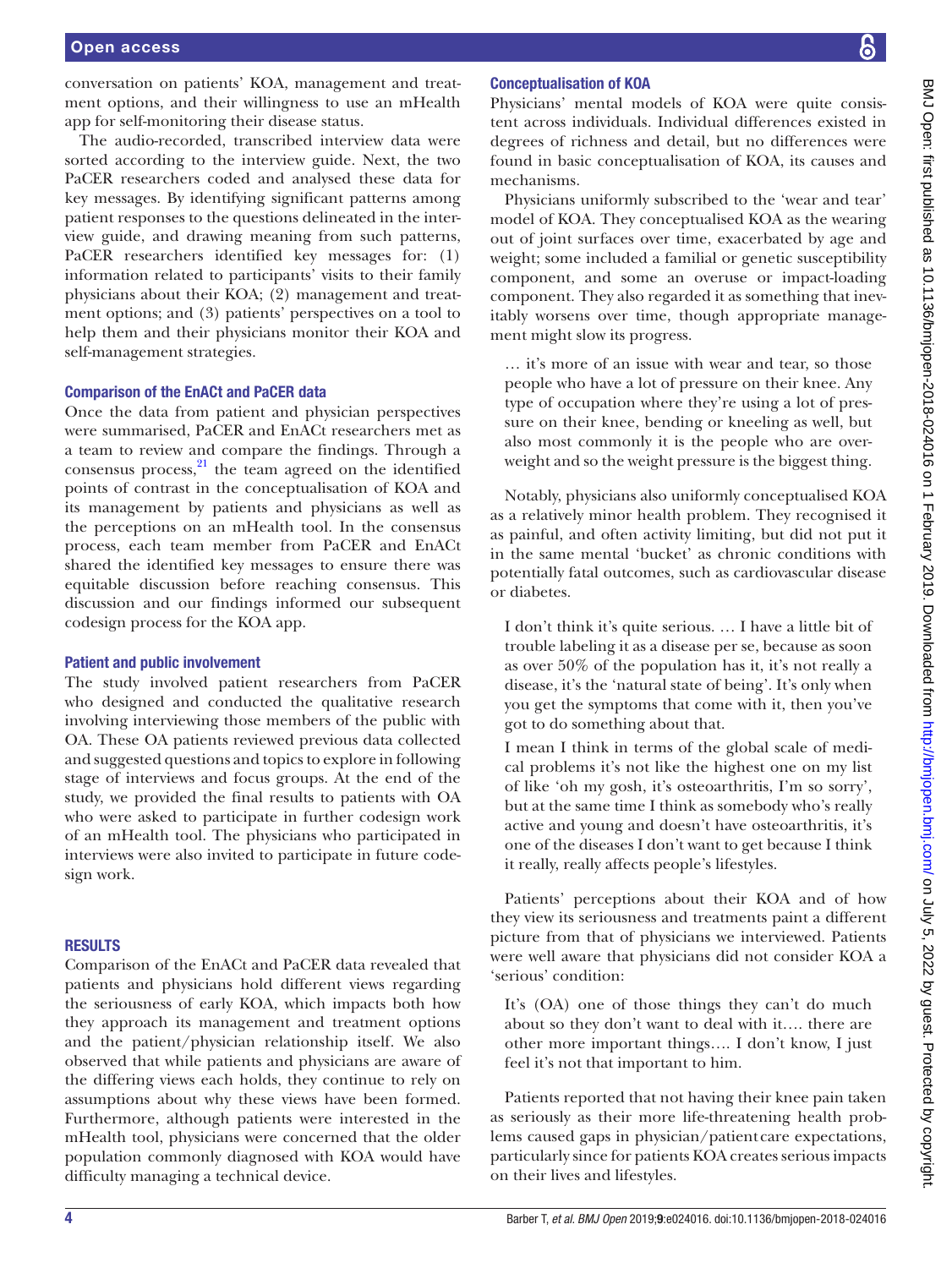conversation on patients' KOA, management and treatment options, and their willingness to use an mHealth app for self-monitoring their disease status.

The audio-recorded, transcribed interview data were sorted according to the interview guide. Next, the two PaCER researchers coded and analysed these data for key messages. By identifying significant patterns among patient responses to the questions delineated in the interview guide, and drawing meaning from such patterns, PaCER researchers identified key messages for: (1) information related to participants' visits to their family physicians about their KOA; (2) management and treatment options; and (3) patients' perspectives on a tool to help them and their physicians monitor their KOA and self-management strategies.

### Comparison of the EnACt and PaCER data

Once the data from patient and physician perspectives were summarised, PaCER and EnACt researchers met as a team to review and compare the findings. Through a consensus process,[21] the team agreed on the identified points of contrast in the conceptualisation of KOA and its management by patients and physicians as well as the perceptions on an mHealth tool. In the consensus process, each team member from PaCER and EnACt shared the identified key messages to ensure there was equitable discussion before reaching consensus. This discussion and our findings informed our subsequent codesign process for the KOA app.

### Patient and public involvement

The study involved patient researchers from PaCER who designed and conducted the qualitative research involving interviewing those members of the public with OA. These OA patients reviewed previous data collected and suggested questions and topics to explore in following stage of interviews and focus groups. At the end of the study, we provided the final results to patients with OA who were asked to participate in further codesign work of an mHealth tool. The physicians who participated in interviews were also invited to participate in future codesign work.

## RESULTS

Comparison of the EnACt and PaCER data revealed that patients and physicians hold different views regarding the seriousness of early KOA, which impacts both how they approach its management and treatment options and the patient/physician relationship itself. We also observed that while patients and physicians are aware of the differing views each holds, they continue to rely on assumptions about why these views have been formed. Furthermore, although patients were interested in the mHealth tool, physicians were concerned that the older population commonly diagnosed with KOA would have difficulty managing a technical device.

### Conceptualisation of KOA

Physicians' mental models of KOA were quite consistent across individuals. Individual differences existed in degrees of richness and detail, but no differences were found in basic conceptualisation of KOA, its causes and mechanisms.

Physicians uniformly subscribed to the 'wear and tear' model of KOA. They conceptualised KOA as the wearing out of joint surfaces over time, exacerbated by age and weight; some included a familial or genetic susceptibility component, and some an overuse or impact-loading component. They also regarded it as something that inevitably worsens over time, though appropriate management might slow its progress.

> … it's more of an issue with wear and tear, so those people who have a lot of pressure on their knee. Any type of occupation where they're using a lot of pressure on their knee, bending or kneeling as well, but also most commonly it is the people who are overweight and so the weight pressure is the biggest thing.

Notably, physicians also uniformly conceptualised KOA as a relatively minor health problem. They recognised it as painful, and often activity limiting, but did not put it in the same mental 'bucket' as chronic conditions with potentially fatal outcomes, such as cardiovascular disease or diabetes.

> I don't think it's quite serious. … I have a little bit of trouble labeling it as a disease per se, because as soon as over 50% of the population has it, it's not really a disease, it's the 'natural state of being'. It's only when you get the symptoms that come with it, then you've got to do something about that.
>
> I mean I think in terms of the global scale of medical problems it's not like the highest one on my list of like 'oh my gosh, it's osteoarthritis, I'm so sorry', but at the same time I think as somebody who's really active and young and doesn't have osteoarthritis, it's one of the diseases I don't want to get because I think it really, really affects people's lifestyles.

Patients' perceptions about their KOA and of how they view its seriousness and treatments paint a different picture from that of physicians we interviewed. Patients were well aware that physicians did not consider KOA a 'serious' condition:

> It's (OA) one of those things they can't do much about so they don't want to deal with it…. there are other more important things…. I don't know, I just feel it's not that important to him.

Patients reported that not having their knee pain taken as seriously as their more life-threatening health problems caused gaps in physician/patient care expectations, particularly since for patients KOA creates serious impacts on their lives and lifestyles.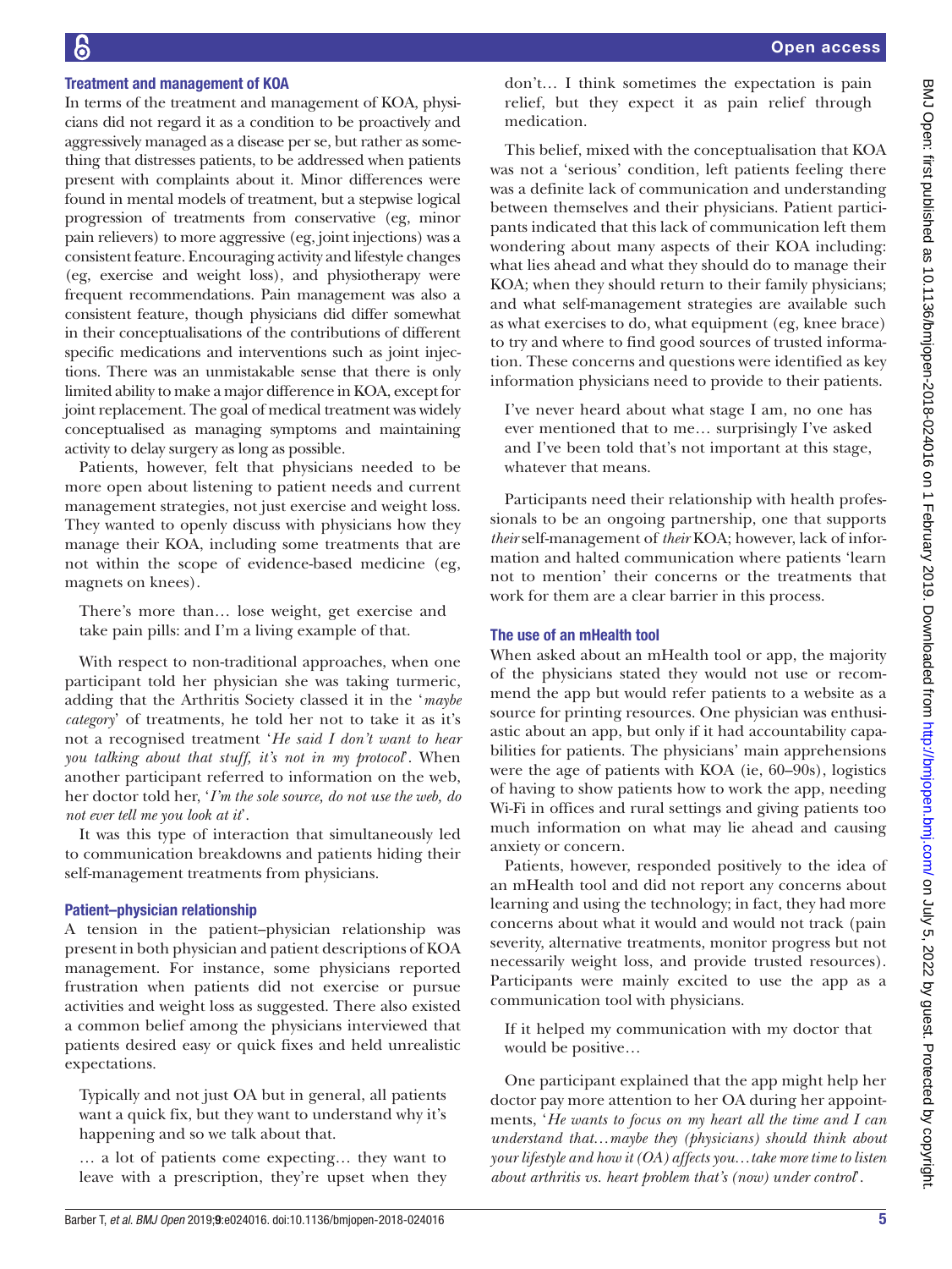### Treatment and management of KOA

In terms of the treatment and management of KOA, physicians did not regard it as a condition to be proactively and aggressively managed as a disease per se, but rather as something that distresses patients, to be addressed when patients present with complaints about it. Minor differences were found in mental models of treatment, but a stepwise logical progression of treatments from conservative (eg, minor pain relievers) to more aggressive (eg, joint injections) was a consistent feature. Encouraging activity and lifestyle changes (eg, exercise and weight loss), and physiotherapy were frequent recommendations. Pain management was also a consistent feature, though physicians did differ somewhat in their conceptualisations of the contributions of different specific medications and interventions such as joint injections. There was an unmistakable sense that there is only limited ability to make a major difference in KOA, except for joint replacement. The goal of medical treatment was widely conceptualised as managing symptoms and maintaining activity to delay surgery as long as possible.

Patients, however, felt that physicians needed to be more open about listening to patient needs and current management strategies, not just exercise and weight loss. They wanted to openly discuss with physicians how they manage their KOA, including some treatments that are not within the scope of evidence-based medicine (eg, magnets on knees).

> There's more than… lose weight, get exercise and take pain pills: and I'm a living example of that.

With respect to non-traditional approaches, when one participant told her physician she was taking turmeric, adding that the Arthritis Society classed it in the '*maybe category*' of treatments, he told her not to take it as it's not a recognised treatment '*He said I don't want to hear you talking about that stuff, it's not in my protocol*'. When another participant referred to information on the web, her doctor told her, '*I'm the sole source, do not use the web, do not ever tell me you look at it*'.

It was this type of interaction that simultaneously led to communication breakdowns and patients hiding their self-management treatments from physicians.

### Patient–physician relationship

A tension in the patient–physician relationship was present in both physician and patient descriptions of KOA management. For instance, some physicians reported frustration when patients did not exercise or pursue activities and weight loss as suggested. There also existed a common belief among the physicians interviewed that patients desired easy or quick fixes and held unrealistic expectations.

> Typically and not just OA but in general, all patients want a quick fix, but they want to understand why it's happening and so we talk about that.
>
> … a lot of patients come expecting… they want to leave with a prescription, they're upset when they don't… I think sometimes the expectation is pain relief, but they expect it as pain relief through medication.

This belief, mixed with the conceptualisation that KOA was not a 'serious' condition, left patients feeling there was a definite lack of communication and understanding between themselves and their physicians. Patient participants indicated that this lack of communication left them wondering about many aspects of their KOA including: what lies ahead and what they should do to manage their KOA; when they should return to their family physicians; and what self-management strategies are available such as what exercises to do, what equipment (eg, knee brace) to try and where to find good sources of trusted information. These concerns and questions were identified as key information physicians need to provide to their patients.

> I've never heard about what stage I am, no one has ever mentioned that to me… surprisingly I've asked and I've been told that's not important at this stage, whatever that means.

Participants need their relationship with health professionals to be an ongoing partnership, one that supports *their* self-management of *their* KOA; however, lack of information and halted communication where patients 'learn not to mention' their concerns or the treatments that work for them are a clear barrier in this process.

### The use of an mHealth tool

When asked about an mHealth tool or app, the majority of the physicians stated they would not use or recommend the app but would refer patients to a website as a source for printing resources. One physician was enthusiastic about an app, but only if it had accountability capabilities for patients. The physicians' main apprehensions were the age of patients with KOA (ie, 60–90s), logistics of having to show patients how to work the app, needing Wi-Fi in offices and rural settings and giving patients too much information on what may lie ahead and causing anxiety or concern.

Patients, however, responded positively to the idea of an mHealth tool and did not report any concerns about learning and using the technology; in fact, they had more concerns about what it would and would not track (pain severity, alternative treatments, monitor progress but not necessarily weight loss, and provide trusted resources). Participants were mainly excited to use the app as a communication tool with physicians.

> If it helped my communication with my doctor that would be positive…

One participant explained that the app might help her doctor pay more attention to her OA during her appointments, '*He wants to focus on my heart all the time and I can understand that…maybe they (physicians) should think about your lifestyle and how it (OA) affects you…take more time to listen about arthritis vs. heart problem that's (now) under control*'.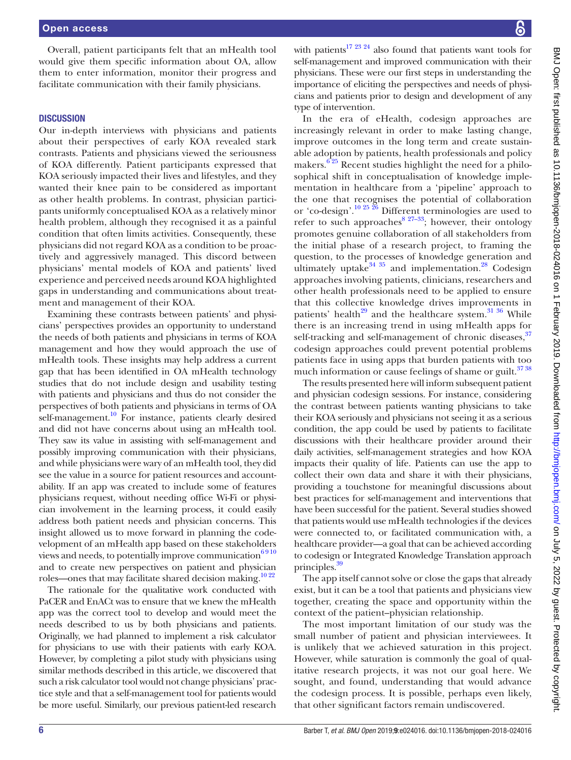Overall, patient participants felt that an mHealth tool would give them specific information about OA, allow them to enter information, monitor their progress and facilitate communication with their family physicians.

## DISCUSSION

Our in-depth interviews with physicians and patients about their perspectives of early KOA revealed stark contrasts. Patients and physicians viewed the seriousness of KOA differently. Patient participants expressed that KOA seriously impacted their lives and lifestyles, and they wanted their knee pain to be considered as important as other health problems. In contrast, physician participants uniformly conceptualised KOA as a relatively minor health problem, although they recognised it as a painful condition that often limits activities. Consequently, these physicians did not regard KOA as a condition to be proactively and aggressively managed. This discord between physicians' mental models of KOA and patients' lived experience and perceived needs around KOA highlighted gaps in understanding and communications about treatment and management of their KOA.

Examining these contrasts between patients' and physicians' perspectives provides an opportunity to understand the needs of both patients and physicians in terms of KOA management and how they would approach the use of mHealth tools. These insights may help address a current gap that has been identified in OA mHealth technology studies that do not include design and usability testing with patients and physicians and thus do not consider the perspectives of both patients and physicians in terms of OA self-management.[10] For instance, patients clearly desired and did not have concerns about using an mHealth tool. They saw its value in assisting with self-management and possibly improving communication with their physicians, and while physicians were wary of an mHealth tool, they did see the value in a source for patient resources and accountability. If an app was created to include some of features physicians request, without needing office Wi-Fi or physician involvement in the learning process, it could easily address both patient needs and physician concerns. This insight allowed us to move forward in planning the codevelopment of an mHealth app based on these stakeholders views and needs, to potentially improve communication[6 9 10] and to create new perspectives on patient and physician roles—ones that may facilitate shared decision making.[10 22]

The rationale for the qualitative work conducted with PaCER and EnACt was to ensure that we knew the mHealth app was the correct tool to develop and would meet the needs described to us by both physicians and patients. Originally, we had planned to implement a risk calculator for physicians to use with their patients with early KOA. However, by completing a pilot study with physicians using similar methods described in this article, we discovered that such a risk calculator tool would not change physicians' practice style and that a self-management tool for patients would be more useful. Similarly, our previous patient-led research with patients[17 23 24] also found that patients want tools for self-management and improved communication with their physicians. These were our first steps in understanding the importance of eliciting the perspectives and needs of physicians and patients prior to design and development of any type of intervention.

In the era of eHealth, codesign approaches are increasingly relevant in order to make lasting change, improve outcomes in the long term and create sustainable adoption by patients, health professionals and policy makers.[6 25] Recent studies highlight the need for a philosophical shift in conceptualisation of knowledge implementation in healthcare from a 'pipeline' approach to the one that recognises the potential of collaboration or 'co-design'.[10 25 26] Different terminologies are used to refer to such approaches[8 27–33]; however, their ontology promotes genuine collaboration of all stakeholders from the initial phase of a research project, to framing the question, to the processes of knowledge generation and ultimately uptake[34 35] and implementation.[28] Codesign approaches involving patients, clinicians, researchers and other health professionals need to be applied to ensure that this collective knowledge drives improvements in patients' health[29] and the healthcare system.[31 36] While there is an increasing trend in using mHealth apps for self-tracking and self-management of chronic diseases,[37] codesign approaches could prevent potential problems patients face in using apps that burden patients with too much information or cause feelings of shame or guilt.[37 38]

The results presented here will inform subsequent patient and physician codesign sessions. For instance, considering the contrast between patients wanting physicians to take their KOA seriously and physicians not seeing it as a serious condition, the app could be used by patients to facilitate discussions with their healthcare provider around their daily activities, self-management strategies and how KOA impacts their quality of life. Patients can use the app to collect their own data and share it with their physicians, providing a touchstone for meaningful discussions about best practices for self-management and interventions that have been successful for the patient. Several studies showed that patients would use mHealth technologies if the devices were connected to, or facilitated communication with, a healthcare provider—a goal that can be achieved according to codesign or Integrated Knowledge Translation approach principles.[39]

The app itself cannot solve or close the gaps that already exist, but it can be a tool that patients and physicians view together, creating the space and opportunity within the context of the patient–physician relationship.

The most important limitation of our study was the small number of patient and physician interviewees. It is unlikely that we achieved saturation in this project. However, while saturation is commonly the goal of qualitative research projects, it was not our goal here. We sought, and found, understanding that would advance the codesign process. It is possible, perhaps even likely, that other significant factors remain undiscovered.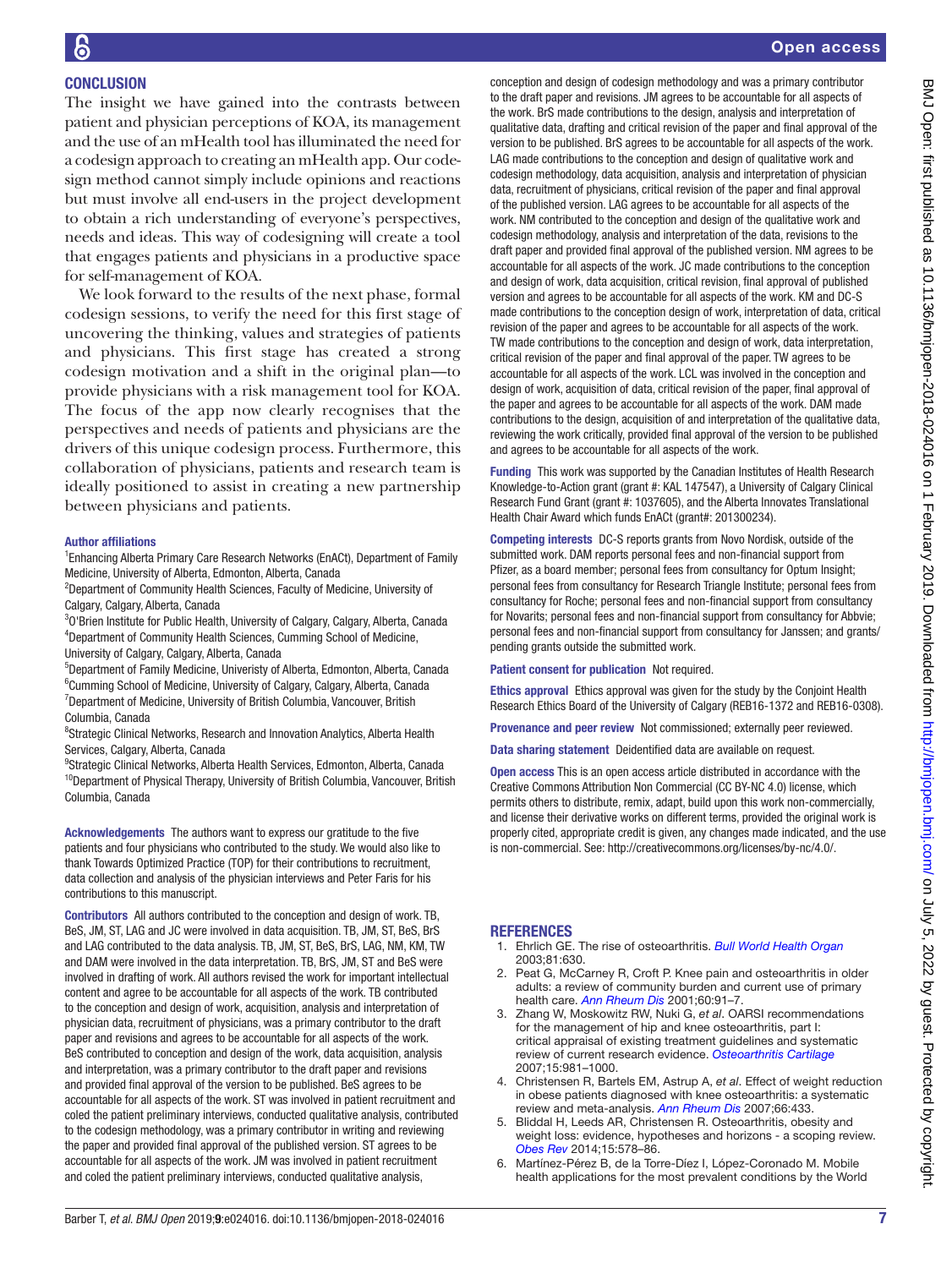## CONCLUSION

The insight we have gained into the contrasts between patient and physician perceptions of KOA, its management and the use of an mHealth tool has illuminated the need for a codesign approach to creating an mHealth app. Our codesign method cannot simply include opinions and reactions but must involve all end-users in the project development to obtain a rich understanding of everyone's perspectives, needs and ideas. This way of codesigning will create a tool that engages patients and physicians in a productive space for self-management of KOA.

We look forward to the results of the next phase, formal codesign sessions, to verify the need for this first stage of uncovering the thinking, values and strategies of patients and physicians. This first stage has created a strong codesign motivation and a shift in the original plan—to provide physicians with a risk management tool for KOA. The focus of the app now clearly recognises that the perspectives and needs of patients and physicians are the drivers of this unique codesign process. Furthermore, this collaboration of physicians, patients and research team is ideally positioned to assist in creating a new partnership between physicians and patients.

**Author affiliations**

[1]Enhancing Alberta Primary Care Research Networks (EnACt), Department of Family Medicine, University of Alberta, Edmonton, Alberta, Canada
[2]Department of Community Health Sciences, Faculty of Medicine, University of Calgary, Calgary, Alberta, Canada
[3]O'Brien Institute for Public Health, University of Calgary, Calgary, Alberta, Canada
[4]Department of Community Health Sciences, Cumming School of Medicine, University of Calgary, Calgary, Alberta, Canada
[5]Department of Family Medicine, Univeristy of Alberta, Edmonton, Alberta, Canada
[6]Cumming School of Medicine, University of Calgary, Calgary, Alberta, Canada
[7]Department of Medicine, University of British Columbia, Vancouver, British Columbia, Canada
[8]Strategic Clinical Networks, Research and Innovation Analytics, Alberta Health Services, Calgary, Alberta, Canada
[9]Strategic Clinical Networks, Alberta Health Services, Edmonton, Alberta, Canada
[10]Department of Physical Therapy, University of British Columbia, Vancouver, British Columbia, Canada

**Acknowledgements** The authors want to express our gratitude to the five patients and four physicians who contributed to the study. We would also like to thank Towards Optimized Practice (TOP) for their contributions to recruitment, data collection and analysis of the physician interviews and Peter Faris for his contributions to this manuscript.

**Contributors** All authors contributed to the conception and design of work. TB, BeS, JM, ST, LAG and JC were involved in data acquisition. TB, JM, ST, BeS, BrS and LAG contributed to the data analysis. TB, JM, ST, BeS, BrS, LAG, NM, KM, TW and DAM were involved in the data interpretation. TB, BrS, JM, ST and BeS were involved in drafting of work. All authors revised the work for important intellectual content and agree to be accountable for all aspects of the work. TB contributed to the conception and design of work, acquisition, analysis and interpretation of physician data, recruitment of physicians, was a primary contributor to the draft paper and revisions and agrees to be accountable for all aspects of the work. BeS contributed to conception and design of the work, data acquisition, analysis and interpretation, was a primary contributor to the draft paper and revisions and provided final approval of the version to be published. BeS agrees to be accountable for all aspects of the work. ST was involved in patient recruitment and coled the patient preliminary interviews, conducted qualitative analysis, contributed to the codesign methodology, was a primary contributor in writing and reviewing the paper and provided final approval of the published version. ST agrees to be accountable for all aspects of the work. JM was involved in patient recruitment and coled the patient preliminary interviews, conducted qualitative analysis, conception and design of codesign methodology and was a primary contributor to the draft paper and revisions. JM agrees to be accountable for all aspects of the work. BrS made contributions to the design, analysis and interpretation of qualitative data, drafting and critical revision of the paper and final approval of the version to be published. BrS agrees to be accountable for all aspects of the work. LAG made contributions to the conception and design of qualitative work and codesign methodology, data acquisition, analysis and interpretation of physician data, recruitment of physicians, critical revision of the paper and final approval of the published version. LAG agrees to be accountable for all aspects of the work. NM contributed to the conception and design of the qualitative work and codesign methodology, analysis and interpretation of the data, revisions to the draft paper and provided final approval of the published version. NM agrees to be accountable for all aspects of the work. JC made contributions to the conception and design of work, data acquisition, critical revision, final approval of published version and agrees to be accountable for all aspects of the work. KM and DC-S made contributions to the conception design of work, interpretation of data, critical revision of the paper and agrees to be accountable for all aspects of the work. TW made contributions to the conception and design of work, data interpretation, critical revision of the paper and final approval of the paper. TW agrees to be accountable for all aspects of the work. LCL was involved in the conception and design of work, acquisition of data, critical revision of the paper, final approval of the paper and agrees to be accountable for all aspects of the work. DAM made contributions to the design, acquisition of and interpretation of the qualitative data, reviewing the work critically, provided final approval of the version to be published and agrees to be accountable for all aspects of the work.

**Funding** This work was supported by the Canadian Institutes of Health Research Knowledge-to-Action grant (grant #: KAL 147547), a University of Calgary Clinical Research Fund Grant (grant #: 1037605), and the Alberta Innovates Translational Health Chair Award which funds EnACt (grant#: 201300234).

**Competing interests** DC-S reports grants from Novo Nordisk, outside of the submitted work. DAM reports personal fees and non-financial support from Pfizer, as a board member; personal fees from consultancy for Optum Insight; personal fees from consultancy for Research Triangle Institute; personal fees from consultancy for Roche; personal fees and non-financial support from consultancy for Novartis; personal fees and non-financial support from consultancy for Abbvie; personal fees and non-financial support from consultancy for Janssen; and grants/pending grants outside the submitted work.

**Patient consent for publication** Not required.

**Ethics approval** Ethics approval was given for the study by the Conjoint Health Research Ethics Board of the University of Calgary (REB16-1372 and REB16-0308).

**Provenance and peer review** Not commissioned; externally peer reviewed.

**Data sharing statement** Deidentified data are available on request.

**Open access** This is an open access article distributed in accordance with the Creative Commons Attribution Non Commercial (CC BY-NC 4.0) license, which permits others to distribute, remix, adapt, build upon this work non-commercially, and license their derivative works on different terms, provided the original work is properly cited, appropriate credit is given, any changes made indicated, and the use is non-commercial. See: http://creativecommons.org/licenses/by-nc/4.0/.

## REFERENCES

1. Ehrlich GE. The rise of osteoarthritis. *Bull World Health Organ* 2003;81:630.
2. Peat G, McCarney R, Croft P. Knee pain and osteoarthritis in older adults: a review of community burden and current use of primary health care. *Ann Rheum Dis* 2001;60:91–7.
3. Zhang W, Moskowitz RW, Nuki G, *et al*. OARSI recommendations for the management of hip and knee osteoarthritis, part I: critical appraisal of existing treatment guidelines and systematic review of current research evidence. *Osteoarthritis Cartilage* 2007;15:981–1000.
4. Christensen R, Bartels EM, Astrup A, *et al*. Effect of weight reduction in obese patients diagnosed with knee osteoarthritis: a systematic review and meta-analysis. *Ann Rheum Dis* 2007;66:433.
5. Bliddal H, Leeds AR, Christensen R. Osteoarthritis, obesity and weight loss: evidence, hypotheses and horizons - a scoping review. *Obes Rev* 2014;15:578–86.
6. Martínez-Pérez B, de la Torre-Díez I, López-Coronado M. Mobile health applications for the most prevalent conditions by the World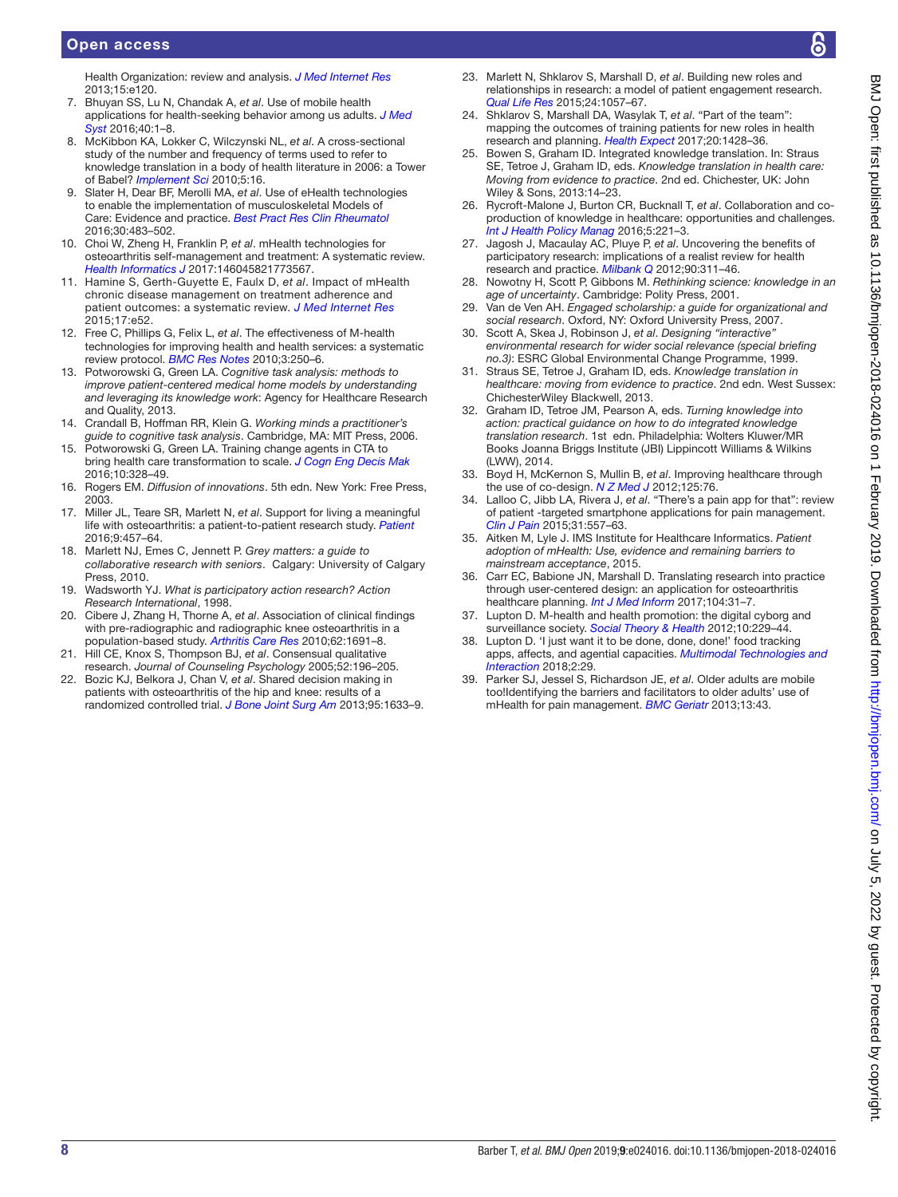Health Organization: review and analysis. *J Med Internet Res* 2013;15:e120.

7. Bhuyan SS, Lu N, Chandak A, *et al*. Use of mobile health applications for health-seeking behavior among us adults. *J Med Syst* 2016;40:1–8.
8. McKibbon KA, Lokker C, Wilczynski NL, *et al*. A cross-sectional study of the number and frequency of terms used to refer to knowledge translation in a body of health literature in 2006: a Tower of Babel? *Implement Sci* 2010;5:16.
9. Slater H, Dear BF, Merolli MA, *et al*. Use of eHealth technologies to enable the implementation of musculoskeletal Models of Care: Evidence and practice. *Best Pract Res Clin Rheumatol* 2016;30:483–502.
10. Choi W, Zheng H, Franklin P, *et al*. mHealth technologies for osteoarthritis self-management and treatment: A systematic review. *Health Informatics J* 2017:146045821773567.
11. Hamine S, Gerth-Guyette E, Faulx D, *et al*. Impact of mHealth chronic disease management on treatment adherence and patient outcomes: a systematic review. *J Med Internet Res* 2015;17:e52.
12. Free C, Phillips G, Felix L, *et al*. The effectiveness of M-health technologies for improving health and health services: a systematic review protocol. *BMC Res Notes* 2010;3:250–6.
13. Potworowski G, Green LA. *Cognitive task analysis: methods to improve patient-centered medical home models by understanding and leveraging its knowledge work*: Agency for Healthcare Research and Quality, 2013.
14. Crandall B, Hoffman RR, Klein G. *Working minds a practitioner's guide to cognitive task analysis*. Cambridge, MA: MIT Press, 2006.
15. Potworowski G, Green LA. Training change agents in CTA to bring health care transformation to scale. *J Cogn Eng Decis Mak* 2016;10:328–49.
16. Rogers EM. *Diffusion of innovations*. 5th edn. New York: Free Press, 2003.
17. Miller JL, Teare SR, Marlett N, *et al*. Support for living a meaningful life with osteoarthritis: a patient-to-patient research study. *Patient* 2016;9:457–64.
18. Marlett NJ, Emes C, Jennett P. *Grey matters: a guide to collaborative research with seniors*. Calgary: University of Calgary Press, 2010.
19. Wadsworth YJ. *What is participatory action research? Action Research International*, 1998.
20. Cibere J, Zhang H, Thorne A, *et al*. Association of clinical findings with pre-radiographic and radiographic knee osteoarthritis in a population-based study. *Arthritis Care Res* 2010;62:1691–8.
21. Hill CE, Knox S, Thompson BJ, *et al*. Consensual qualitative research. *Journal of Counseling Psychology* 2005;52:196–205.
22. Bozic KJ, Belkora J, Chan V, *et al*. Shared decision making in patients with osteoarthritis of the hip and knee: results of a randomized controlled trial. *J Bone Joint Surg Am* 2013;95:1633–9.
23. Marlett N, Shklarov S, Marshall D, *et al*. Building new roles and relationships in research: a model of patient engagement research. *Qual Life Res* 2015;24:1057–67.
24. Shklarov S, Marshall DA, Wasylak T, *et al*. "Part of the team": mapping the outcomes of training patients for new roles in health research and planning. *Health Expect* 2017;20:1428–36.
25. Bowen S, Graham ID. Integrated knowledge translation. In: Straus SE, Tetroe J, Graham ID, eds. *Knowledge translation in health care: Moving from evidence to practice*. 2nd ed. Chichester, UK: John Wiley & Sons, 2013:14–23.
26. Rycroft-Malone J, Burton CR, Bucknall T, *et al*. Collaboration and co-production of knowledge in healthcare: opportunities and challenges. *Int J Health Policy Manag* 2016;5:221–3.
27. Jagosh J, Macaulay AC, Pluye P, *et al*. Uncovering the benefits of participatory research: implications of a realist review for health research and practice. *Milbank Q* 2012;90:311–46.
28. Nowotny H, Scott P, Gibbons M. *Rethinking science: knowledge in an age of uncertainty*. Cambridge: Polity Press, 2001.
29. Van de Ven AH. *Engaged scholarship: a guide for organizational and social research*. Oxford, NY: Oxford University Press, 2007.
30. Scott A, Skea J, Robinson J, *et al*. *Designing "interactive" environmental research for wider social relevance (special briefing no.3)*: ESRC Global Environmental Change Programme, 1999.
31. Straus SE, Tetroe J, Graham ID, eds. *Knowledge translation in healthcare: moving from evidence to practice*. 2nd edn. West Sussex: ChichesterWiley Blackwell, 2013.
32. Graham ID, Tetroe JM, Pearson A, eds. *Turning knowledge into action: practical guidance on how to do integrated knowledge translation research*. 1st edn. Philadelphia: Wolters Kluwer/MR Books Joanna Briggs Institute (JBI) Lippincott Williams & Wilkins (LWW), 2014.
33. Boyd H, McKernon S, Mullin B, *et al*. Improving healthcare through the use of co-design. *N Z Med J* 2012;125:76.
34. Lalloo C, Jibb LA, Rivera J, *et al*. "There's a pain app for that": review of patient -targeted smartphone applications for pain management. *Clin J Pain* 2015;31:557–63.
35. Aitken M, Lyle J. IMS Institute for Healthcare Informatics. *Patient adoption of mHealth: Use, evidence and remaining barriers to mainstream acceptance*, 2015.
36. Carr EC, Babione JN, Marshall D. Translating research into practice through user-centered design: an application for osteoarthritis healthcare planning. *Int J Med Inform* 2017;104:31–7.
37. Lupton D. M-health and health promotion: the digital cyborg and surveillance society. *Social Theory & Health* 2012;10:229–44.
38. Lupton D. 'I just want it to be done, done, done!' food tracking apps, affects, and agential capacities. *Multimodal Technologies and Interaction* 2018;2:29.
39. Parker SJ, Jessel S, Richardson JE, *et al*. Older adults are mobile too!Identifying the barriers and facilitators to older adults' use of mHealth for pain management. *BMC Geriatr* 2013;13:43.